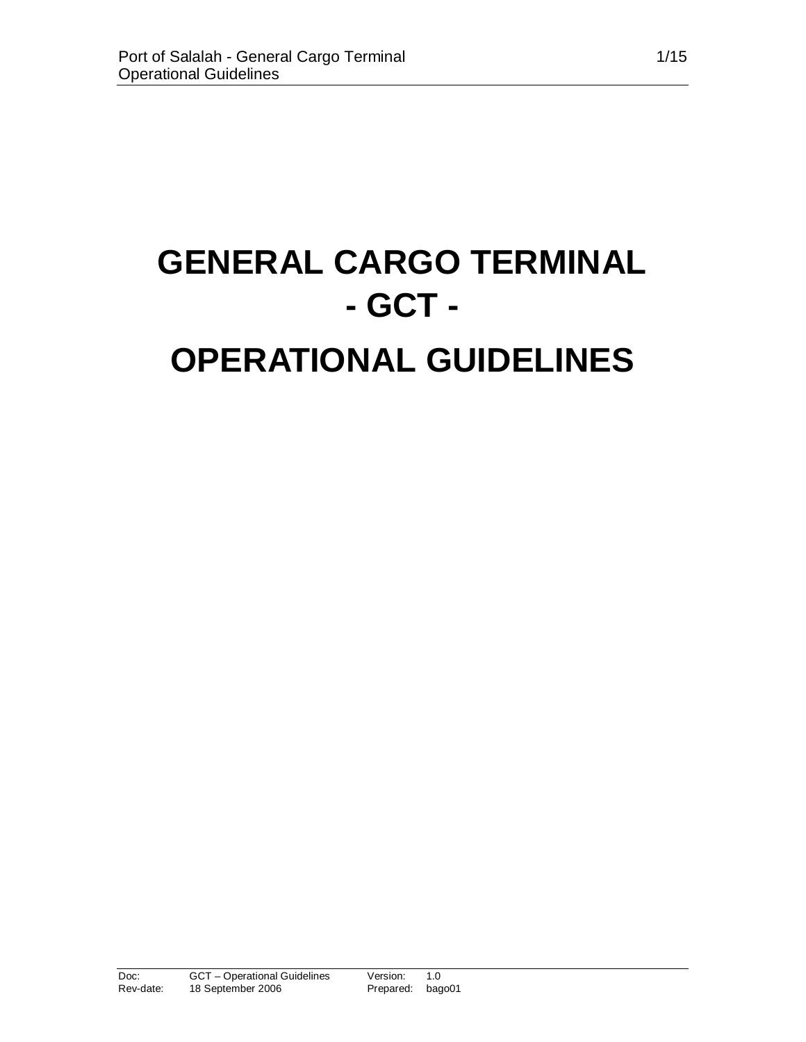# GENERAL CARGO TERMINAL
# - GCT -
# OPERATIONAL GUIDELINES

Doc: GCT – Operational Guidelines Version: 1.0
Rev-date: 18 September 2006 Prepared: bago01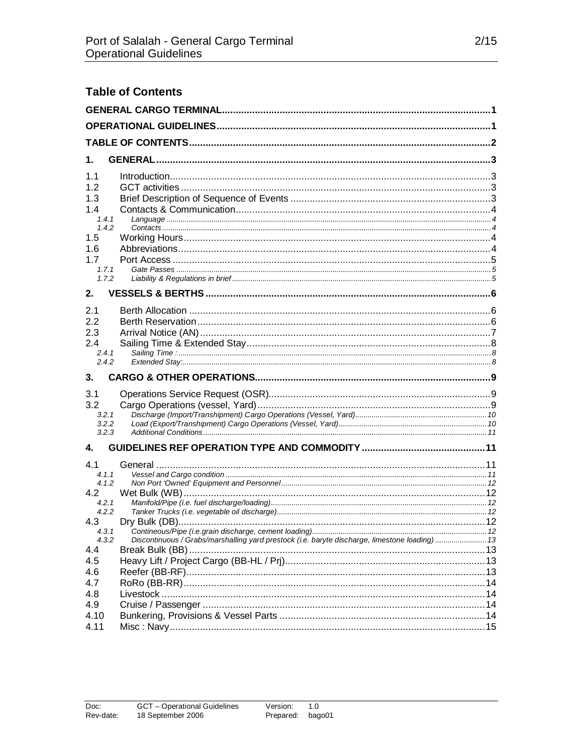## Table of Contents

GENERAL CARGO TERMINAL ........ 1

OPERATIONAL GUIDELINES ........ 1

TABLE OF CONTENTS ........ 2

**1. GENERAL** ........ 3

- 1.1 Introduction ........ 3
- 1.2 GCT activities ........ 3
- 1.3 Brief Description of Sequence of Events ........ 3
- 1.4 Contacts & Communication ........ 4
  - 1.4.1 Language ........ 4
  - 1.4.2 Contacts ........ 4
- 1.5 Working Hours ........ 4
- 1.6 Abbreviations ........ 4
- 1.7 Port Access ........ 5
  - 1.7.1 Gate Passes ........ 5
  - 1.7.2 Liability & Regulations in brief ........ 5

**2. VESSELS & BERTHS** ........ 6

- 2.1 Berth Allocation ........ 6
- 2.2 Berth Reservation ........ 6
- 2.3 Arrival Notice (AN) ........ 7
- 2.4 Sailing Time & Extended Stay ........ 8
  - 2.4.1 Sailing Time : ........ 8
  - 2.4.2 Extended Stay: ........ 8

**3. CARGO & OTHER OPERATIONS** ........ 9

- 3.1 Operations Service Request (OSR) ........ 9
- 3.2 Cargo Operations (vessel, Yard) ........ 9
  - 3.2.1 Discharge (Import/Transhipment) Cargo Operations (Vessel, Yard) ........ 10
  - 3.2.2 Load (Export/Transhipment) Cargo Operations (Vessel, Yard) ........ 10
  - 3.2.3 Additional Conditions ........ 11

**4. GUIDELINES REF OPERATION TYPE AND COMMODITY** ........ 11

- 4.1 General ........ 11
  - 4.1.1 Vessel and Cargo condition ........ 11
  - 4.1.2 Non Port 'Owned' Equipment and Personnel ........ 12
- 4.2 Wet Bulk (WB) ........ 12
  - 4.2.1 Manifold/Pipe (i.e. fuel discharge/loading) ........ 12
  - 4.2.2 Tanker Trucks (i.e. vegetable oil discharge) ........ 12
- 4.3 Dry Bulk (DB) ........ 12
  - 4.3.1 Contineous/Pipe (i.e.grain discharge, cement loading) ........ 12
  - 4.3.2 Discontinuous / Grabs/marshalling yard prestock (i.e. baryte discharge, limestone loading) ........ 13
- 4.4 Break Bulk (BB) ........ 13
- 4.5 Heavy Lift / Project Cargo (BB-HL / Prj) ........ 13
- 4.6 Reefer (BB-RF) ........ 13
- 4.7 RoRo (BB-RR) ........ 14
- 4.8 Livestock ........ 14
- 4.9 Cruise / Passenger ........ 14
- 4.10 Bunkering, Provisions & Vessel Parts ........ 14
- 4.11 Misc : Navy ........ 15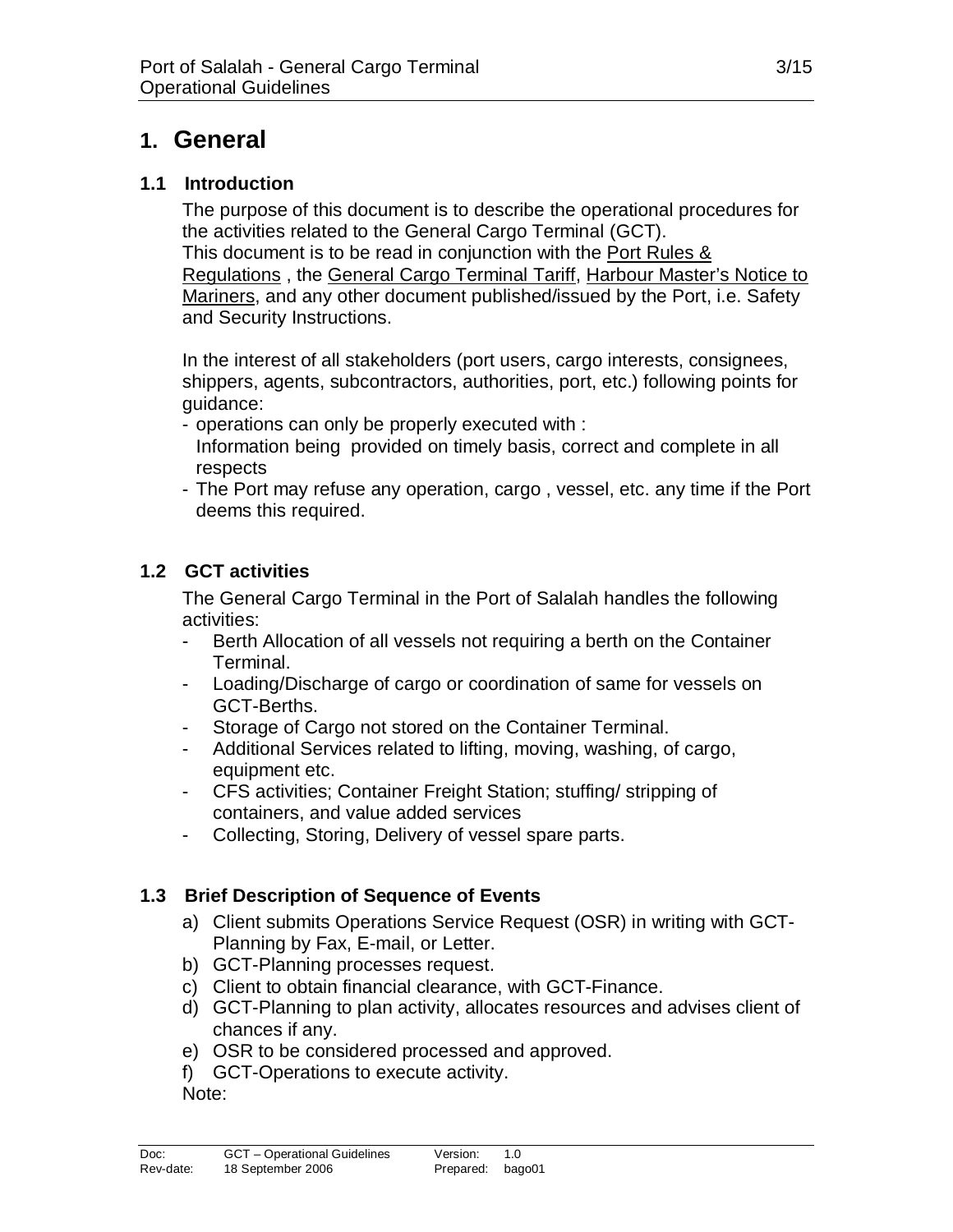# 1. General

## 1.1 Introduction

The purpose of this document is to describe the operational procedures for the activities related to the General Cargo Terminal (GCT).
This document is to be read in conjunction with the Port Rules & Regulations , the General Cargo Terminal Tariff, Harbour Master's Notice to Mariners, and any other document published/issued by the Port, i.e. Safety and Security Instructions.

In the interest of all stakeholders (port users, cargo interests, consignees, shippers, agents, subcontractors, authorities, port, etc.) following points for guidance:

- operations can only be properly executed with :
  Information being provided on timely basis, correct and complete in all respects
- The Port may refuse any operation, cargo , vessel, etc. any time if the Port deems this required.

## 1.2 GCT activities

The General Cargo Terminal in the Port of Salalah handles the following activities:

- Berth Allocation of all vessels not requiring a berth on the Container Terminal.
- Loading/Discharge of cargo or coordination of same for vessels on GCT-Berths.
- Storage of Cargo not stored on the Container Terminal.
- Additional Services related to lifting, moving, washing, of cargo, equipment etc.
- CFS activities; Container Freight Station; stuffing/ stripping of containers, and value added services
- Collecting, Storing, Delivery of vessel spare parts.

## 1.3 Brief Description of Sequence of Events

a) Client submits Operations Service Request (OSR) in writing with GCT-Planning by Fax, E-mail, or Letter.
b) GCT-Planning processes request.
c) Client to obtain financial clearance, with GCT-Finance.
d) GCT-Planning to plan activity, allocates resources and advises client of chances if any.
e) OSR to be considered processed and approved.
f) GCT-Operations to execute activity.

Note: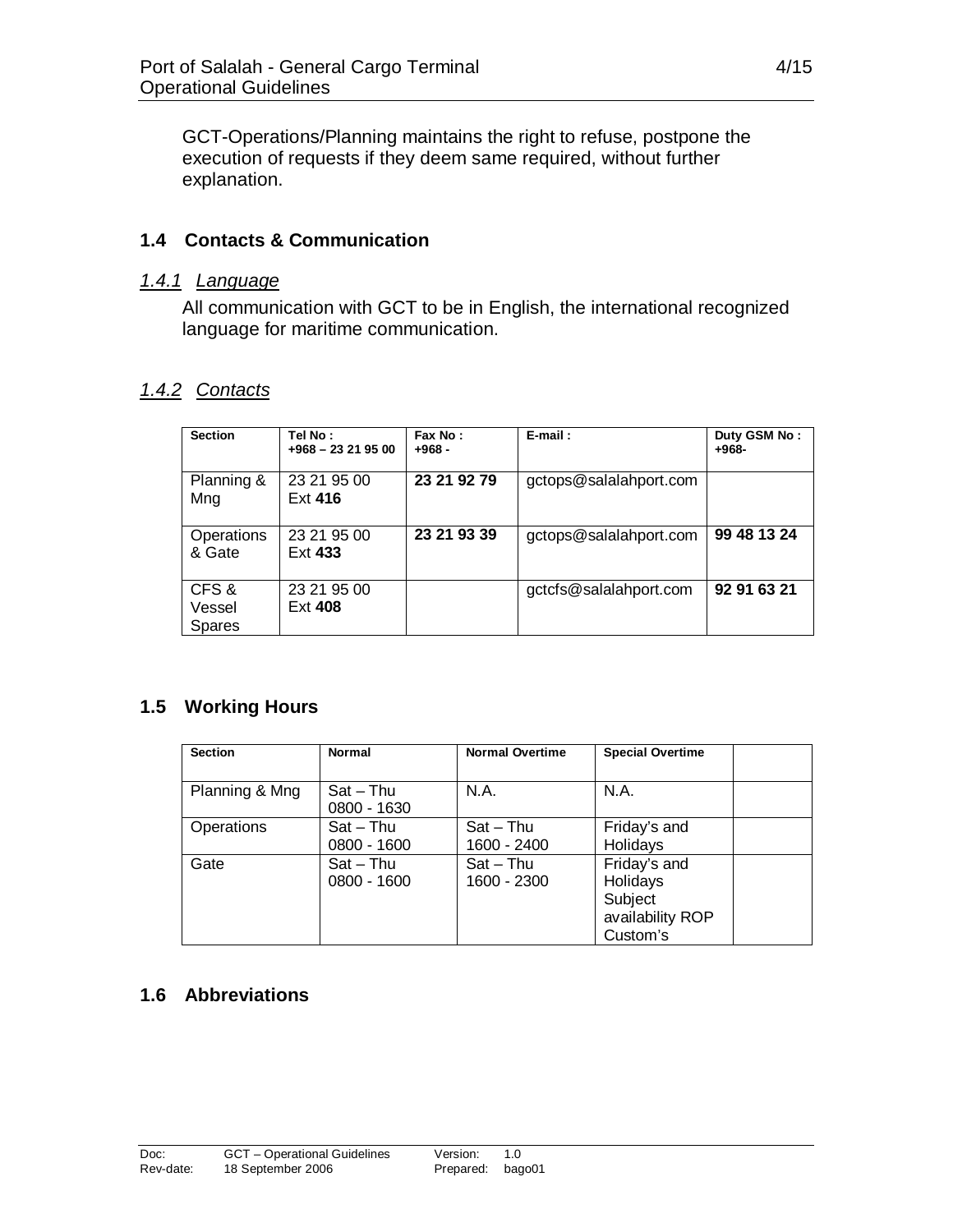GCT-Operations/Planning maintains the right to refuse, postpone the execution of requests if they deem same required, without further explanation.

## 1.4 Contacts & Communication

### *1.4.1 Language*

All communication with GCT to be in English, the international recognized language for maritime communication.

### *1.4.2 Contacts*

| Section | Tel No : +968 – 23 21 95 00 | Fax No : +968 - | E-mail : | Duty GSM No : +968- |
|---|---|---|---|---|
| Planning & Mng | 23 21 95 00 Ext **416** | **23 21 92 79** | gctops@salalahport.com | |
| Operations & Gate | 23 21 95 00 Ext **433** | **23 21 93 39** | gctops@salalahport.com | **99 48 13 24** |
| CFS & Vessel Spares | 23 21 95 00 Ext **408** | | gctcfs@salalahport.com | **92 91 63 21** |

## 1.5 Working Hours

| Section | Normal | Normal Overtime | Special Overtime | |
|---|---|---|---|---|
| Planning & Mng | Sat – Thu 0800 - 1630 | N.A. | N.A. | |
| Operations | Sat – Thu 0800 - 1600 | Sat – Thu 1600 - 2400 | Friday's and Holidays | |
| Gate | Sat – Thu 0800 - 1600 | Sat – Thu 1600 - 2300 | Friday's and Holidays Subject availability ROP Custom's | |

## 1.6 Abbreviations

Doc: GCT – Operational Guidelines Version: 1.0
Rev-date: 18 September 2006 Prepared: bago01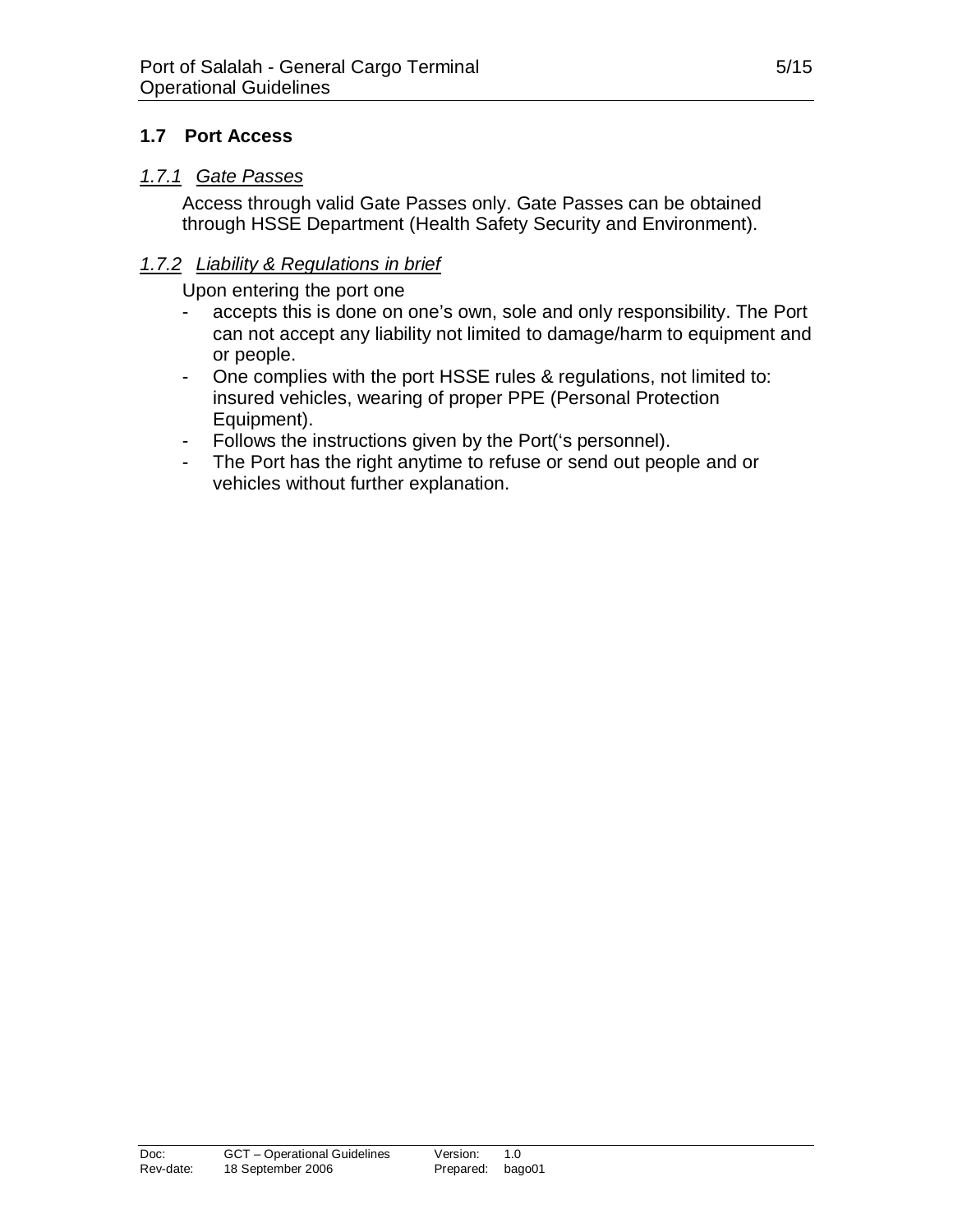## 1.7 Port Access

### *1.7.1 Gate Passes*

Access through valid Gate Passes only. Gate Passes can be obtained through HSSE Department (Health Safety Security and Environment).

### *1.7.2 Liability & Regulations in brief*

Upon entering the port one

- accepts this is done on one's own, sole and only responsibility. The Port can not accept any liability not limited to damage/harm to equipment and or people.
- One complies with the port HSSE rules & regulations, not limited to: insured vehicles, wearing of proper PPE (Personal Protection Equipment).
- Follows the instructions given by the Port('s personnel).
- The Port has the right anytime to refuse or send out people and or vehicles without further explanation.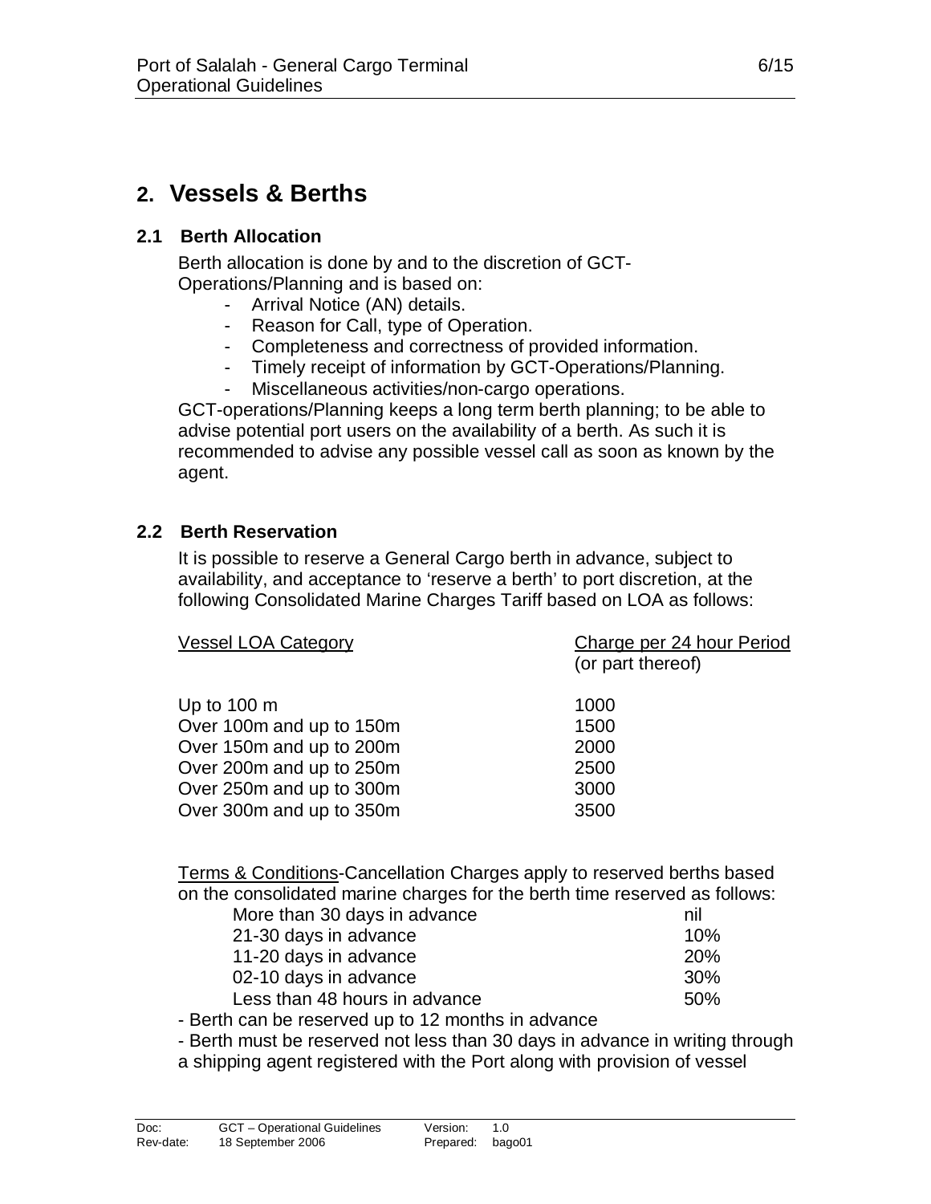# 2. Vessels & Berths

## 2.1 Berth Allocation

Berth allocation is done by and to the discretion of GCT-Operations/Planning and is based on:

- Arrival Notice (AN) details.
- Reason for Call, type of Operation.
- Completeness and correctness of provided information.
- Timely receipt of information by GCT-Operations/Planning.
- Miscellaneous activities/non-cargo operations.

GCT-operations/Planning keeps a long term berth planning; to be able to advise potential port users on the availability of a berth. As such it is recommended to advise any possible vessel call as soon as known by the agent.

## 2.2 Berth Reservation

It is possible to reserve a General Cargo berth in advance, subject to availability, and acceptance to 'reserve a berth' to port discretion, at the following Consolidated Marine Charges Tariff based on LOA as follows:

| Vessel LOA Category | Charge per 24 hour Period (or part thereof) |
|---|---|
| Up to 100 m | 1000 |
| Over 100m and up to 150m | 1500 |
| Over 150m and up to 200m | 2000 |
| Over 200m and up to 250m | 2500 |
| Over 250m and up to 300m | 3000 |
| Over 300m and up to 350m | 3500 |

Terms & Conditions-Cancellation Charges apply to reserved berths based on the consolidated marine charges for the berth time reserved as follows:

| | |
|---|---|
| More than 30 days in advance | nil |
| 21-30 days in advance | 10% |
| 11-20 days in advance | 20% |
| 02-10 days in advance | 30% |
| Less than 48 hours in advance | 50% |

- Berth can be reserved up to 12 months in advance
- Berth must be reserved not less than 30 days in advance in writing through a shipping agent registered with the Port along with provision of vessel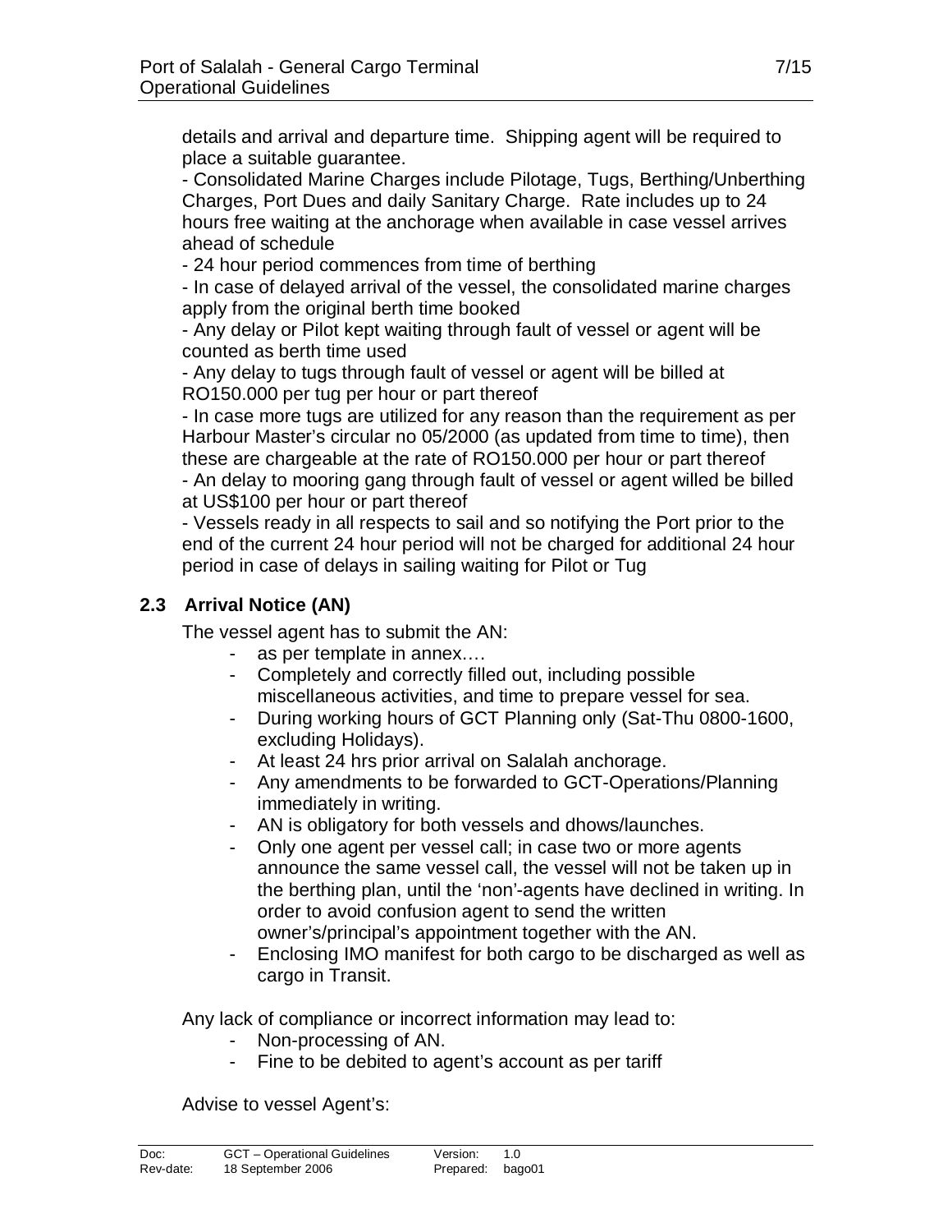details and arrival and departure time. Shipping agent will be required to place a suitable guarantee.

- Consolidated Marine Charges include Pilotage, Tugs, Berthing/Unberthing Charges, Port Dues and daily Sanitary Charge. Rate includes up to 24 hours free waiting at the anchorage when available in case vessel arrives ahead of schedule
- 24 hour period commences from time of berthing
- In case of delayed arrival of the vessel, the consolidated marine charges apply from the original berth time booked
- Any delay or Pilot kept waiting through fault of vessel or agent will be counted as berth time used
- Any delay to tugs through fault of vessel or agent will be billed at RO150.000 per tug per hour or part thereof
- In case more tugs are utilized for any reason than the requirement as per Harbour Master's circular no 05/2000 (as updated from time to time), then these are chargeable at the rate of RO150.000 per hour or part thereof
- An delay to mooring gang through fault of vessel or agent willed be billed at US$100 per hour or part thereof
- Vessels ready in all respects to sail and so notifying the Port prior to the end of the current 24 hour period will not be charged for additional 24 hour period in case of delays in sailing waiting for Pilot or Tug

### 2.3 Arrival Notice (AN)

The vessel agent has to submit the AN:

- as per template in annex.…
- Completely and correctly filled out, including possible miscellaneous activities, and time to prepare vessel for sea.
- During working hours of GCT Planning only (Sat-Thu 0800-1600, excluding Holidays).
- At least 24 hrs prior arrival on Salalah anchorage.
- Any amendments to be forwarded to GCT-Operations/Planning immediately in writing.
- AN is obligatory for both vessels and dhows/launches.
- Only one agent per vessel call; in case two or more agents announce the same vessel call, the vessel will not be taken up in the berthing plan, until the 'non'-agents have declined in writing. In order to avoid confusion agent to send the written owner's/principal's appointment together with the AN.
- Enclosing IMO manifest for both cargo to be discharged as well as cargo in Transit.

Any lack of compliance or incorrect information may lead to:

- Non-processing of AN.
- Fine to be debited to agent's account as per tariff

Advise to vessel Agent's: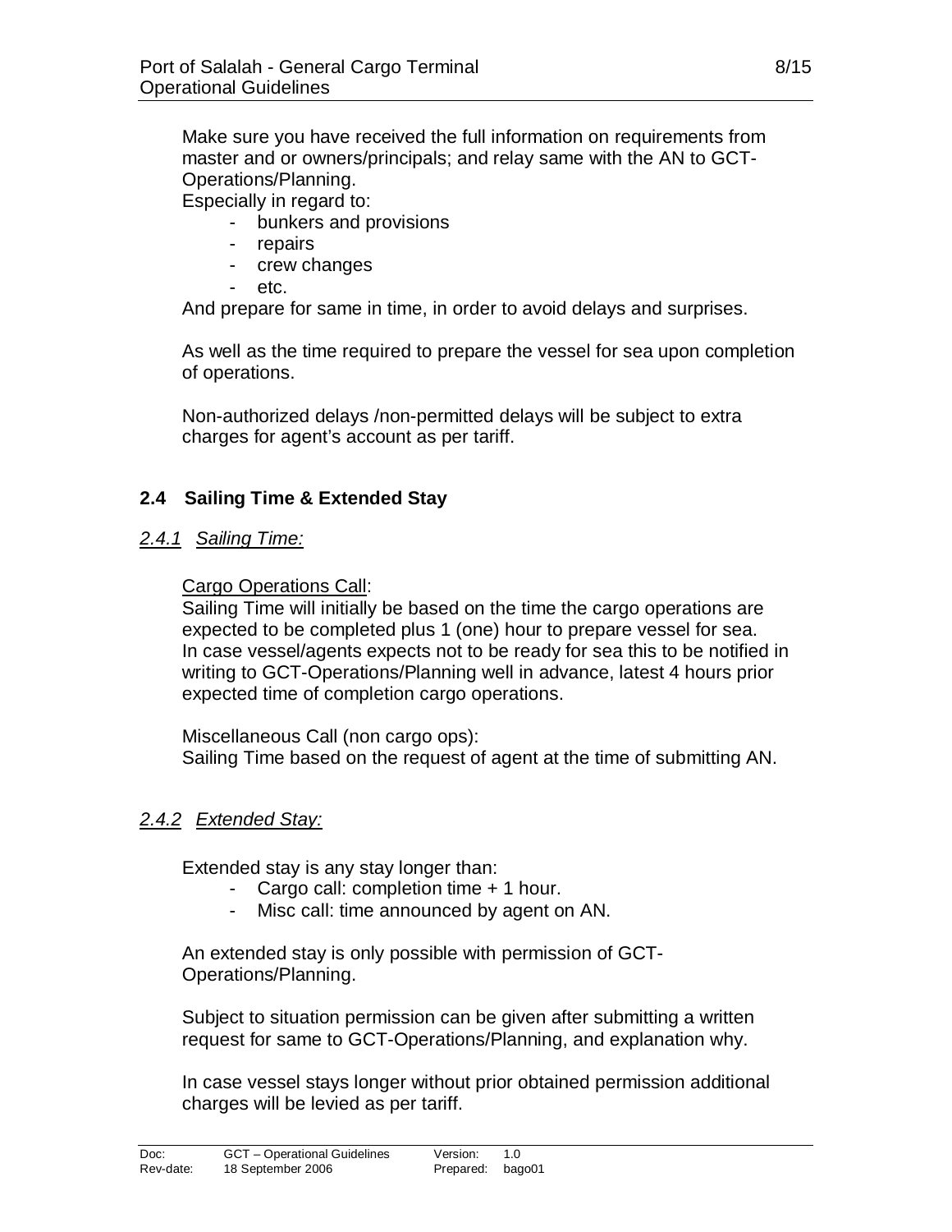Make sure you have received the full information on requirements from master and or owners/principals; and relay same with the AN to GCT-Operations/Planning.

Especially in regard to:

- bunkers and provisions
- repairs
- crew changes
- etc.

And prepare for same in time, in order to avoid delays and surprises.

As well as the time required to prepare the vessel for sea upon completion of operations.

Non-authorized delays /non-permitted delays will be subject to extra charges for agent's account as per tariff.

## 2.4 Sailing Time & Extended Stay

### *2.4.1 Sailing Time:*

Cargo Operations Call:

Sailing Time will initially be based on the time the cargo operations are expected to be completed plus 1 (one) hour to prepare vessel for sea. In case vessel/agents expects not to be ready for sea this to be notified in writing to GCT-Operations/Planning well in advance, latest 4 hours prior expected time of completion cargo operations.

Miscellaneous Call (non cargo ops):

Sailing Time based on the request of agent at the time of submitting AN.

### *2.4.2 Extended Stay:*

Extended stay is any stay longer than:

- Cargo call: completion time + 1 hour.
- Misc call: time announced by agent on AN.

An extended stay is only possible with permission of GCT-Operations/Planning.

Subject to situation permission can be given after submitting a written request for same to GCT-Operations/Planning, and explanation why.

In case vessel stays longer without prior obtained permission additional charges will be levied as per tariff.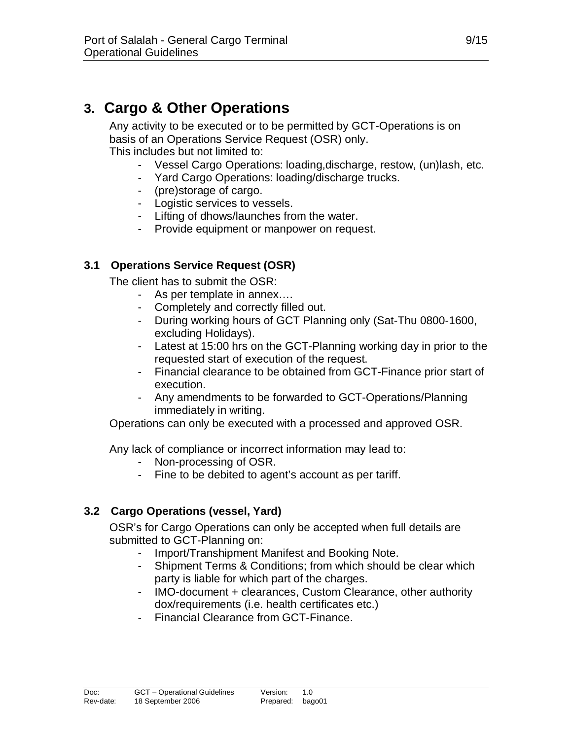# 3. Cargo & Other Operations

Any activity to be executed or to be permitted by GCT-Operations is on basis of an Operations Service Request (OSR) only.
This includes but not limited to:

- Vessel Cargo Operations: loading,discharge, restow, (un)lash, etc.
- Yard Cargo Operations: loading/discharge trucks.
- (pre)storage of cargo.
- Logistic services to vessels.
- Lifting of dhows/launches from the water.
- Provide equipment or manpower on request.

## 3.1 Operations Service Request (OSR)

The client has to submit the OSR:

- As per template in annex….
- Completely and correctly filled out.
- During working hours of GCT Planning only (Sat-Thu 0800-1600, excluding Holidays).
- Latest at 15:00 hrs on the GCT-Planning working day in prior to the requested start of execution of the request.
- Financial clearance to be obtained from GCT-Finance prior start of execution.
- Any amendments to be forwarded to GCT-Operations/Planning immediately in writing.

Operations can only be executed with a processed and approved OSR.

Any lack of compliance or incorrect information may lead to:

- Non-processing of OSR.
- Fine to be debited to agent's account as per tariff.

## 3.2 Cargo Operations (vessel, Yard)

OSR's for Cargo Operations can only be accepted when full details are submitted to GCT-Planning on:

- Import/Transhipment Manifest and Booking Note.
- Shipment Terms & Conditions; from which should be clear which party is liable for which part of the charges.
- IMO-document + clearances, Custom Clearance, other authority dox/requirements (i.e. health certificates etc.)
- Financial Clearance from GCT-Finance.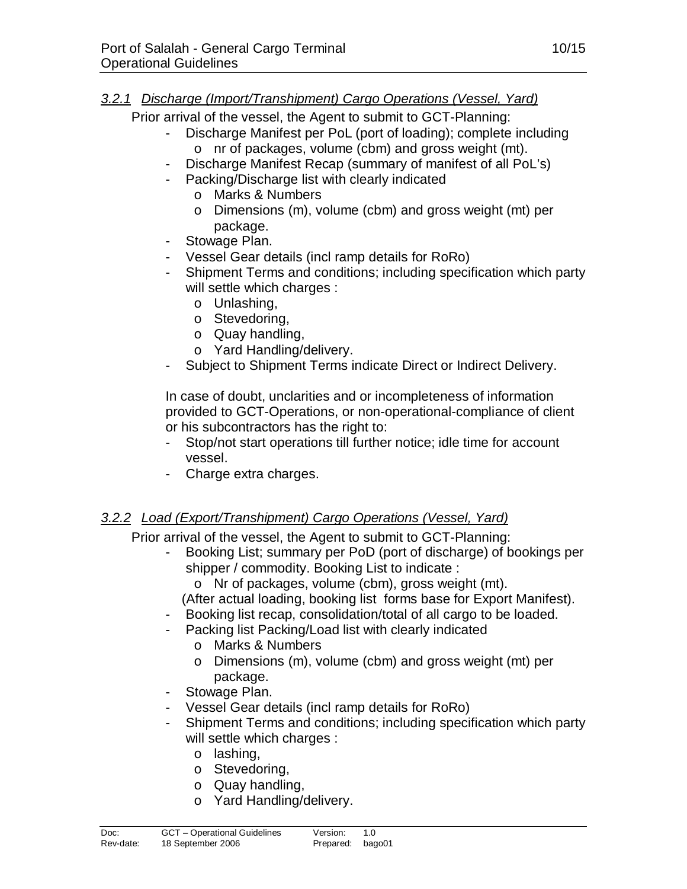### *3.2.1 Discharge (Import/Transhipment) Cargo Operations (Vessel, Yard)*

Prior arrival of the vessel, the Agent to submit to GCT-Planning:

- Discharge Manifest per PoL (port of loading); complete including
  - nr of packages, volume (cbm) and gross weight (mt).
- Discharge Manifest Recap (summary of manifest of all PoL's)
- Packing/Discharge list with clearly indicated
  - Marks & Numbers
  - Dimensions (m), volume (cbm) and gross weight (mt) per package.
- Stowage Plan.
- Vessel Gear details (incl ramp details for RoRo)
- Shipment Terms and conditions; including specification which party will settle which charges :
  - Unlashing,
  - Stevedoring,
  - Quay handling,
  - Yard Handling/delivery.
- Subject to Shipment Terms indicate Direct or Indirect Delivery.

In case of doubt, unclarities and or incompleteness of information provided to GCT-Operations, or non-operational-compliance of client or his subcontractors has the right to:

- Stop/not start operations till further notice; idle time for account vessel.
- Charge extra charges.

### *3.2.2 Load (Export/Transhipment) Cargo Operations (Vessel, Yard)*

Prior arrival of the vessel, the Agent to submit to GCT-Planning:

- Booking List; summary per PoD (port of discharge) of bookings per shipper / commodity. Booking List to indicate :
  - Nr of packages, volume (cbm), gross weight (mt).

  (After actual loading, booking list forms base for Export Manifest).
- Booking list recap, consolidation/total of all cargo to be loaded.
- Packing list Packing/Load list with clearly indicated
  - Marks & Numbers
  - Dimensions (m), volume (cbm) and gross weight (mt) per package.
- Stowage Plan.
- Vessel Gear details (incl ramp details for RoRo)
- Shipment Terms and conditions; including specification which party will settle which charges :
  - lashing,
  - Stevedoring,
  - Quay handling,
  - Yard Handling/delivery.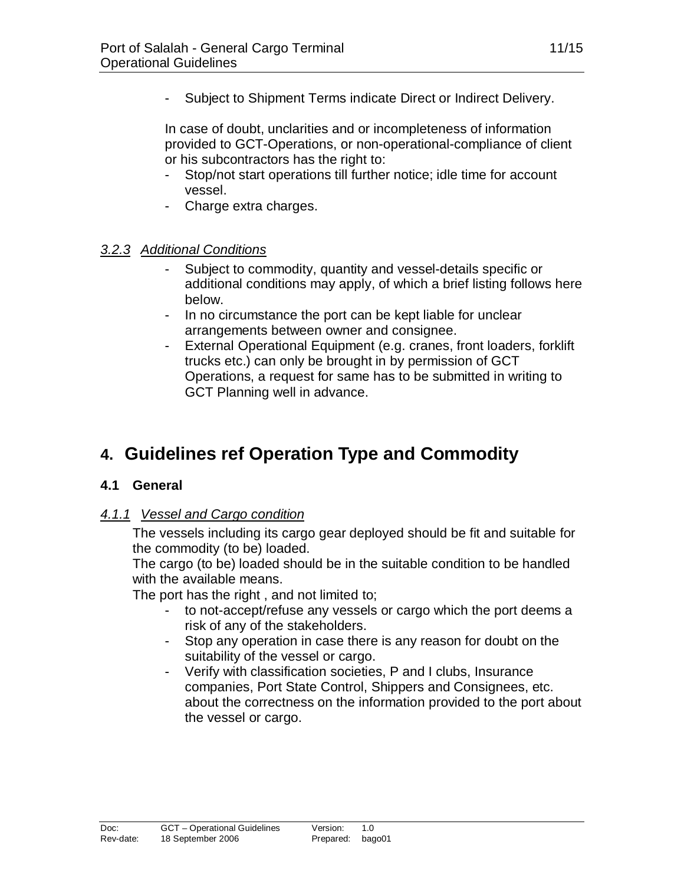- Subject to Shipment Terms indicate Direct or Indirect Delivery.

In case of doubt, unclarities and or incompleteness of information provided to GCT-Operations, or non-operational-compliance of client or his subcontractors has the right to:

- Stop/not start operations till further notice; idle time for account vessel.
- Charge extra charges.

### *3.2.3 Additional Conditions*

- Subject to commodity, quantity and vessel-details specific or additional conditions may apply, of which a brief listing follows here below.
- In no circumstance the port can be kept liable for unclear arrangements between owner and consignee.
- External Operational Equipment (e.g. cranes, front loaders, forklift trucks etc.) can only be brought in by permission of GCT Operations, a request for same has to be submitted in writing to GCT Planning well in advance.

# 4. Guidelines ref Operation Type and Commodity

## 4.1 General

### *4.1.1 Vessel and Cargo condition*

The vessels including its cargo gear deployed should be fit and suitable for the commodity (to be) loaded.
The cargo (to be) loaded should be in the suitable condition to be handled with the available means.
The port has the right , and not limited to;

- to not-accept/refuse any vessels or cargo which the port deems a risk of any of the stakeholders.
- Stop any operation in case there is any reason for doubt on the suitability of the vessel or cargo.
- Verify with classification societies, P and I clubs, Insurance companies, Port State Control, Shippers and Consignees, etc. about the correctness on the information provided to the port about the vessel or cargo.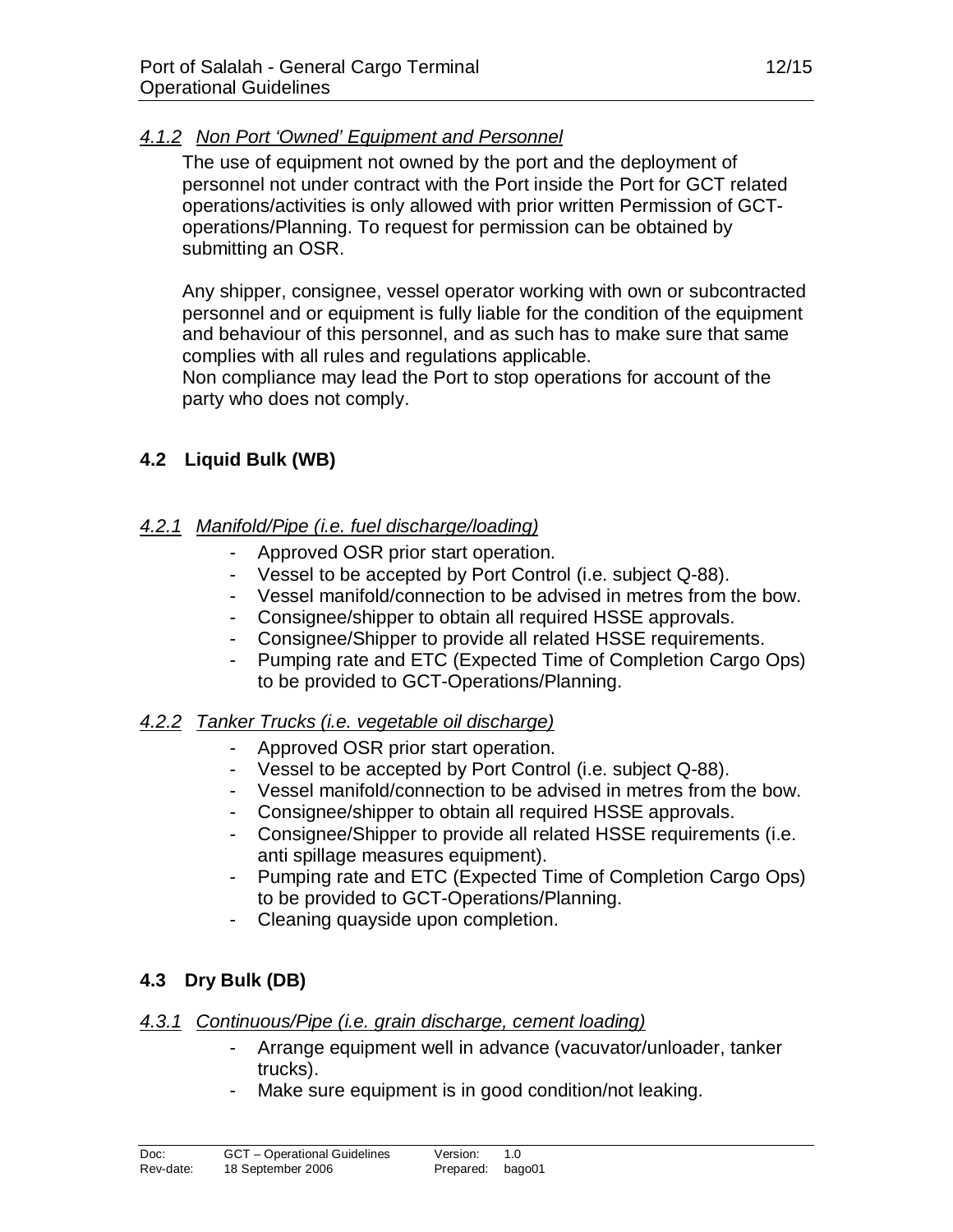#### *4.1.2 Non Port 'Owned' Equipment and Personnel*

The use of equipment not owned by the port and the deployment of personnel not under contract with the Port inside the Port for GCT related operations/activities is only allowed with prior written Permission of GCT-operations/Planning. To request for permission can be obtained by submitting an OSR.

Any shipper, consignee, vessel operator working with own or subcontracted personnel and or equipment is fully liable for the condition of the equipment and behaviour of this personnel, and as such has to make sure that same complies with all rules and regulations applicable.
Non compliance may lead the Port to stop operations for account of the party who does not comply.

### 4.2 Liquid Bulk (WB)

#### *4.2.1 Manifold/Pipe (i.e. fuel discharge/loading)*

- Approved OSR prior start operation.
- Vessel to be accepted by Port Control (i.e. subject Q-88).
- Vessel manifold/connection to be advised in metres from the bow.
- Consignee/shipper to obtain all required HSSE approvals.
- Consignee/Shipper to provide all related HSSE requirements.
- Pumping rate and ETC (Expected Time of Completion Cargo Ops) to be provided to GCT-Operations/Planning.

#### *4.2.2 Tanker Trucks (i.e. vegetable oil discharge)*

- Approved OSR prior start operation.
- Vessel to be accepted by Port Control (i.e. subject Q-88).
- Vessel manifold/connection to be advised in metres from the bow.
- Consignee/shipper to obtain all required HSSE approvals.
- Consignee/Shipper to provide all related HSSE requirements (i.e. anti spillage measures equipment).
- Pumping rate and ETC (Expected Time of Completion Cargo Ops) to be provided to GCT-Operations/Planning.
- Cleaning quayside upon completion.

### 4.3 Dry Bulk (DB)

#### *4.3.1 Continuous/Pipe (i.e. grain discharge, cement loading)*

- Arrange equipment well in advance (vacuvator/unloader, tanker trucks).
- Make sure equipment is in good condition/not leaking.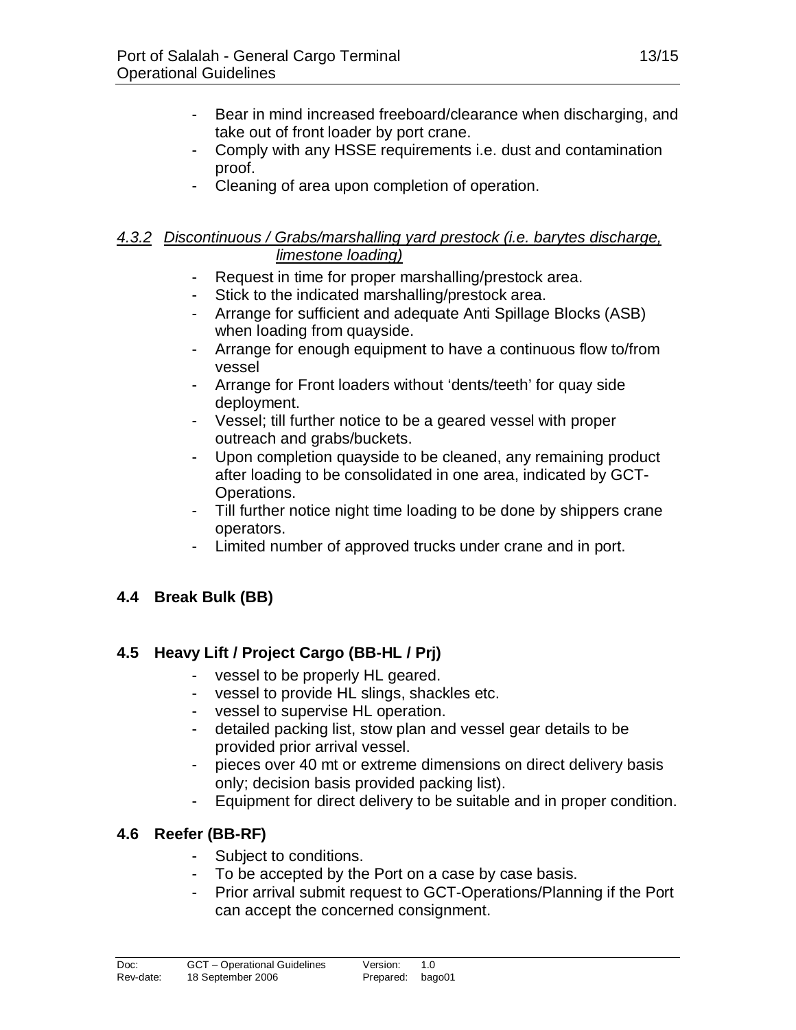- Bear in mind increased freeboard/clearance when discharging, and take out of front loader by port crane.
- Comply with any HSSE requirements i.e. dust and contamination proof.
- Cleaning of area upon completion of operation.

#### *4.3.2 Discontinuous / Grabs/marshalling yard prestock (i.e. barytes discharge, limestone loading)*

- Request in time for proper marshalling/prestock area.
- Stick to the indicated marshalling/prestock area.
- Arrange for sufficient and adequate Anti Spillage Blocks (ASB) when loading from quayside.
- Arrange for enough equipment to have a continuous flow to/from vessel
- Arrange for Front loaders without 'dents/teeth' for quay side deployment.
- Vessel; till further notice to be a geared vessel with proper outreach and grabs/buckets.
- Upon completion quayside to be cleaned, any remaining product after loading to be consolidated in one area, indicated by GCT-Operations.
- Till further notice night time loading to be done by shippers crane operators.
- Limited number of approved trucks under crane and in port.

### 4.4 Break Bulk (BB)

### 4.5 Heavy Lift / Project Cargo (BB-HL / Prj)

- vessel to be properly HL geared.
- vessel to provide HL slings, shackles etc.
- vessel to supervise HL operation.
- detailed packing list, stow plan and vessel gear details to be provided prior arrival vessel.
- pieces over 40 mt or extreme dimensions on direct delivery basis only; decision basis provided packing list).
- Equipment for direct delivery to be suitable and in proper condition.

### 4.6 Reefer (BB-RF)

- Subject to conditions.
- To be accepted by the Port on a case by case basis.
- Prior arrival submit request to GCT-Operations/Planning if the Port can accept the concerned consignment.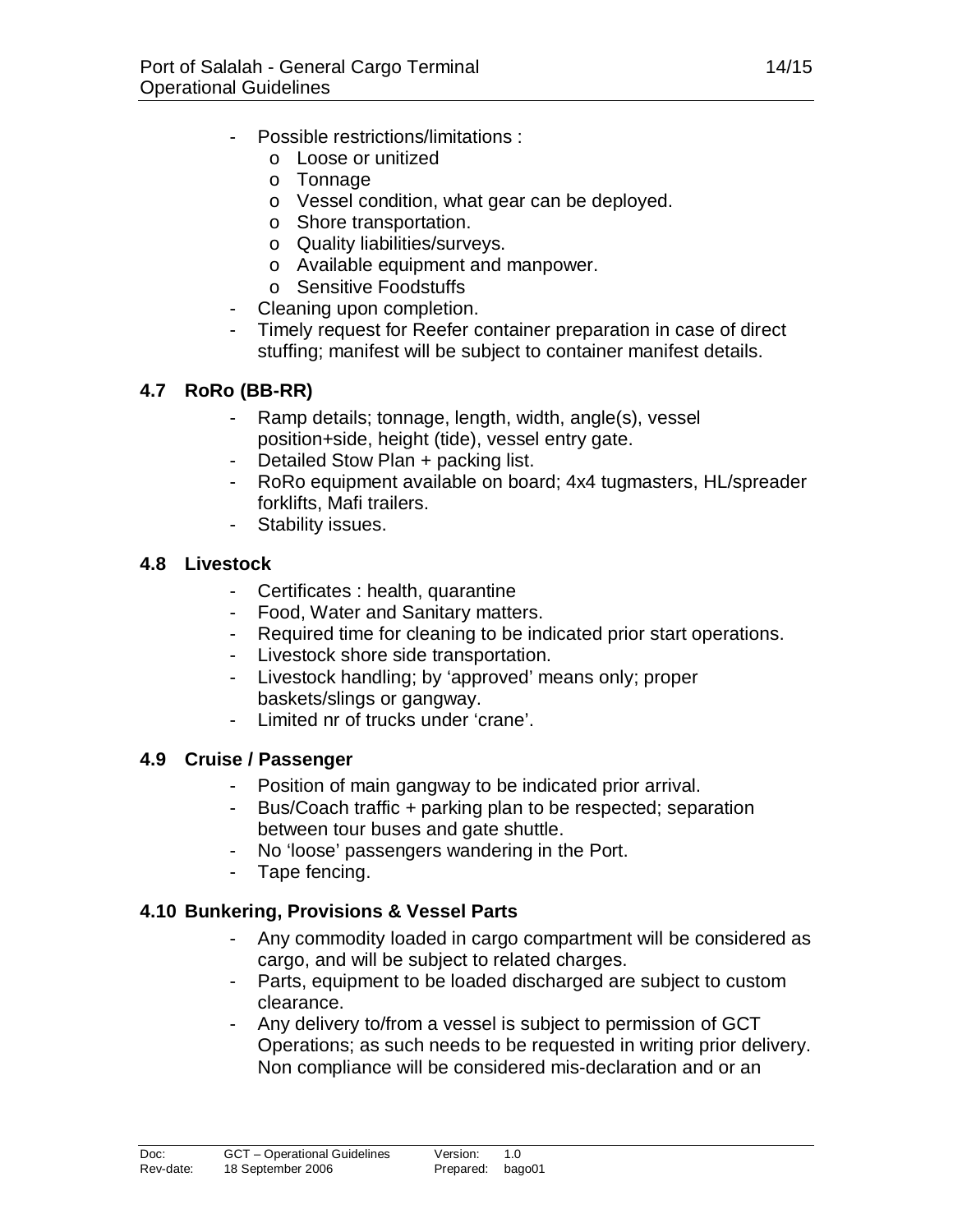- Possible restrictions/limitations :
  - Loose or unitized
  - Tonnage
  - Vessel condition, what gear can be deployed.
  - Shore transportation.
  - Quality liabilities/surveys.
  - Available equipment and manpower.
  - Sensitive Foodstuffs
- Cleaning upon completion.
- Timely request for Reefer container preparation in case of direct stuffing; manifest will be subject to container manifest details.

### 4.7 RoRo (BB-RR)

- Ramp details; tonnage, length, width, angle(s), vessel position+side, height (tide), vessel entry gate.
- Detailed Stow Plan + packing list.
- RoRo equipment available on board; 4x4 tugmasters, HL/spreader forklifts, Mafi trailers.
- Stability issues.

### 4.8 Livestock

- Certificates : health, quarantine
- Food, Water and Sanitary matters.
- Required time for cleaning to be indicated prior start operations.
- Livestock shore side transportation.
- Livestock handling; by 'approved' means only; proper baskets/slings or gangway.
- Limited nr of trucks under 'crane'.

### 4.9 Cruise / Passenger

- Position of main gangway to be indicated prior arrival.
- Bus/Coach traffic + parking plan to be respected; separation between tour buses and gate shuttle.
- No 'loose' passengers wandering in the Port.
- Tape fencing.

### 4.10 Bunkering, Provisions & Vessel Parts

- Any commodity loaded in cargo compartment will be considered as cargo, and will be subject to related charges.
- Parts, equipment to be loaded discharged are subject to custom clearance.
- Any delivery to/from a vessel is subject to permission of GCT Operations; as such needs to be requested in writing prior delivery. Non compliance will be considered mis-declaration and or an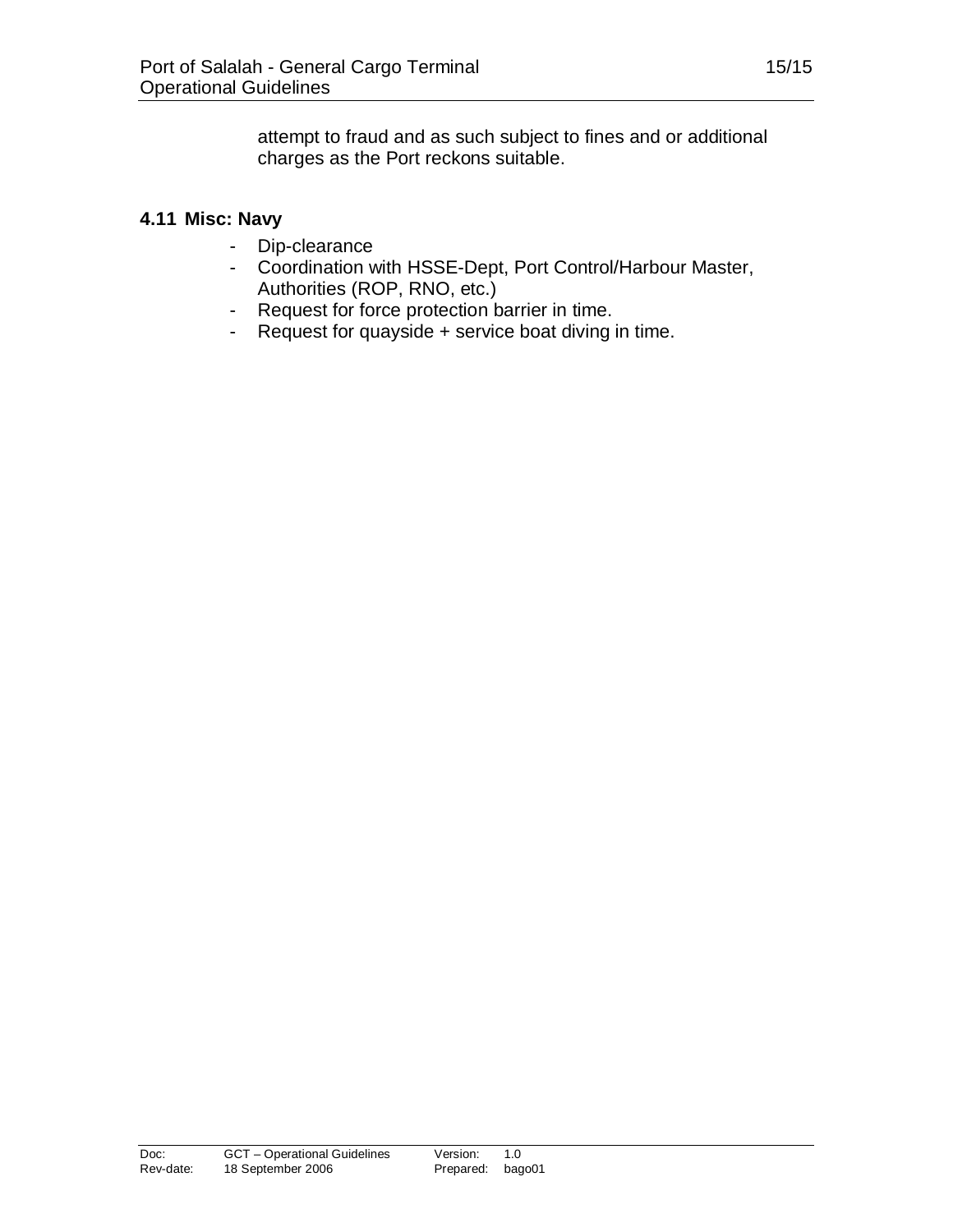attempt to fraud and as such subject to fines and or additional charges as the Port reckons suitable.

### 4.11 Misc: Navy

- Dip-clearance
- Coordination with HSSE-Dept, Port Control/Harbour Master, Authorities (ROP, RNO, etc.)
- Request for force protection barrier in time.
- Request for quayside + service boat diving in time.